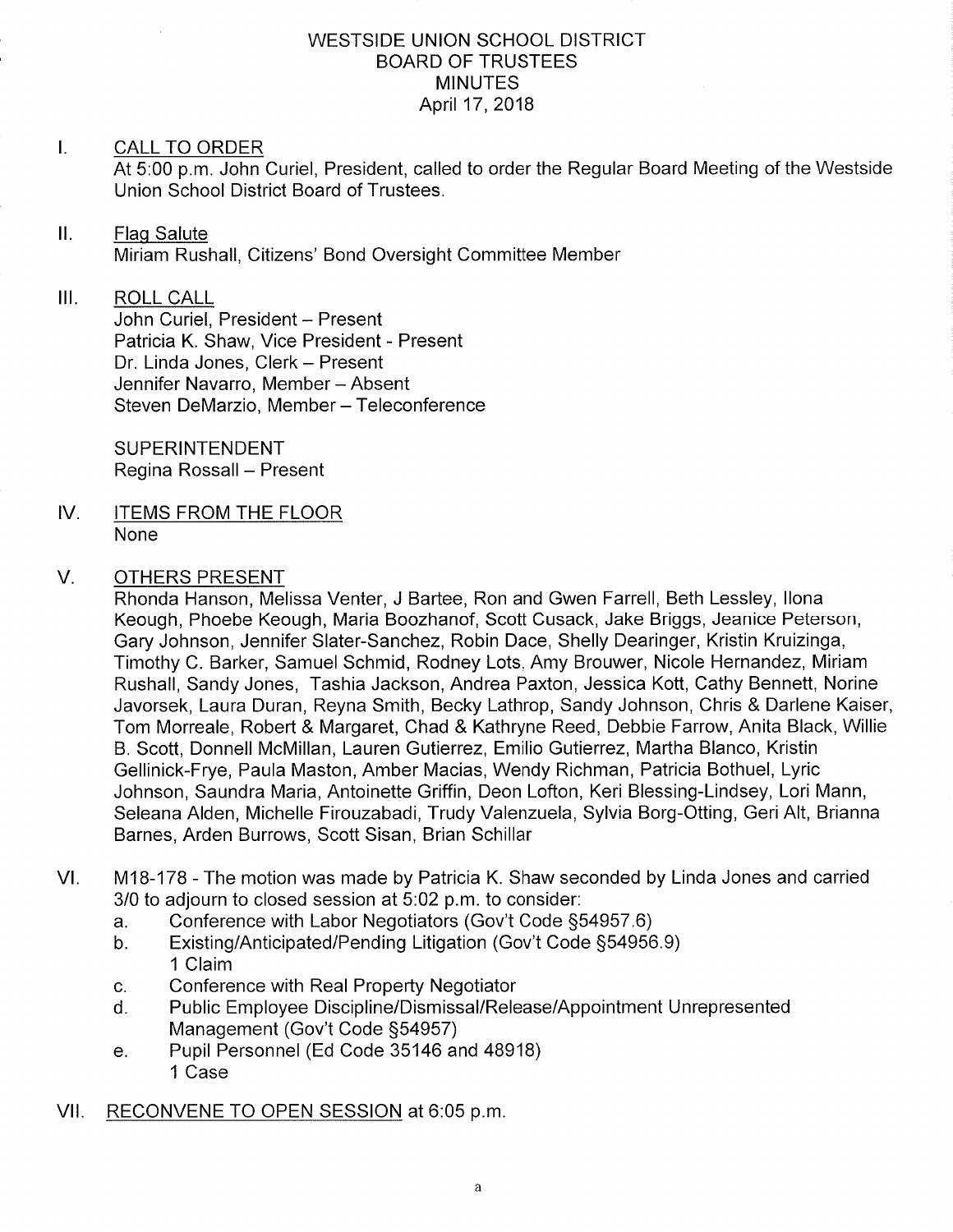# WESTSIDE UNION SCHOOL DISTRICT
## BOARD OF TRUSTEES
## MINUTES
April 17, 2018

I. CALL TO ORDER
At 5:00 p.m. John Curiel, President, called to order the Regular Board Meeting of the Westside Union School District Board of Trustees.

II. Flag Salute
Miriam Rushall, Citizens' Bond Oversight Committee Member

III. ROLL CALL
John Curiel, President – Present
Patricia K. Shaw, Vice President - Present
Dr. Linda Jones, Clerk – Present
Jennifer Navarro, Member – Absent
Steven DeMarzio, Member – Teleconference

SUPERINTENDENT
Regina Rossall – Present

IV. ITEMS FROM THE FLOOR
None

V. OTHERS PRESENT
Rhonda Hanson, Melissa Venter, J Bartee, Ron and Gwen Farrell, Beth Lessley, Ilona Keough, Phoebe Keough, Maria Boozhanof, Scott Cusack, Jake Briggs, Jeanice Peterson, Gary Johnson, Jennifer Slater-Sanchez, Robin Dace, Shelly Dearinger, Kristin Kruizinga, Timothy C. Barker, Samuel Schmid, Rodney Lots, Amy Brouwer, Nicole Hernandez, Miriam Rushall, Sandy Jones, Tashia Jackson, Andrea Paxton, Jessica Kott, Cathy Bennett, Norine Javorsek, Laura Duran, Reyna Smith, Becky Lathrop, Sandy Johnson, Chris & Darlene Kaiser, Tom Morreale, Robert & Margaret, Chad & Kathryne Reed, Debbie Farrow, Anita Black, Willie B. Scott, Donnell McMillan, Lauren Gutierrez, Emilio Gutierrez, Martha Blanco, Kristin Gellinick-Frye, Paula Maston, Amber Macias, Wendy Richman, Patricia Bothuel, Lyric Johnson, Saundra Maria, Antoinette Griffin, Deon Lofton, Keri Blessing-Lindsey, Lori Mann, Seleana Alden, Michelle Firouzabadi, Trudy Valenzuela, Sylvia Borg-Otting, Geri Alt, Brianna Barnes, Arden Burrows, Scott Sisan, Brian Schillar

VI. M18-178 - The motion was made by Patricia K. Shaw seconded by Linda Jones and carried 3/0 to adjourn to closed session at 5:02 p.m. to consider:
   a. Conference with Labor Negotiators (Gov't Code §54957.6)
   b. Existing/Anticipated/Pending Litigation (Gov't Code §54956.9)
      1 Claim
   c. Conference with Real Property Negotiator
   d. Public Employee Discipline/Dismissal/Release/Appointment Unrepresented Management (Gov't Code §54957)
   e. Pupil Personnel (Ed Code 35146 and 48918)
      1 Case

VII. RECONVENE TO OPEN SESSION at 6:05 p.m.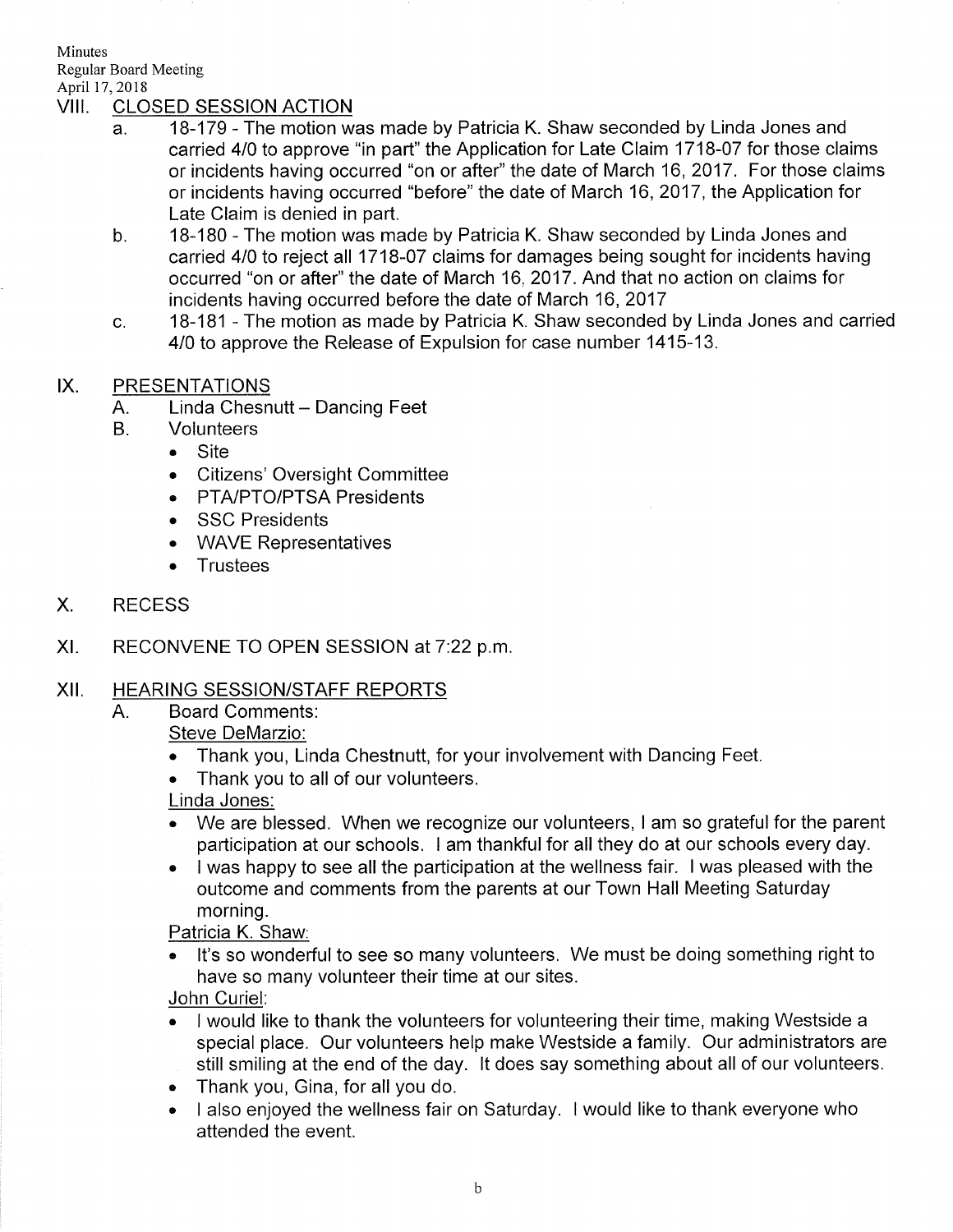## VIII. CLOSED SESSION ACTION

a. 18-179 - The motion was made by Patricia K. Shaw seconded by Linda Jones and carried 4/0 to approve "in part" the Application for Late Claim 1718-07 for those claims or incidents having occurred "on or after" the date of March 16, 2017. For those claims or incidents having occurred "before" the date of March 16, 2017, the Application for Late Claim is denied in part.

b. 18-180 - The motion was made by Patricia K. Shaw seconded by Linda Jones and carried 4/0 to reject all 1718-07 claims for damages being sought for incidents having occurred "on or after" the date of March 16, 2017. And that no action on claims for incidents having occurred before the date of March 16, 2017

c. 18-181 - The motion as made by Patricia K. Shaw seconded by Linda Jones and carried 4/0 to approve the Release of Expulsion for case number 1415-13.

## IX. PRESENTATIONS

A. Linda Chesnutt – Dancing Feet

B. Volunteers

- Site
- Citizens' Oversight Committee
- PTA/PTO/PTSA Presidents
- SSC Presidents
- WAVE Representatives
- Trustees

## X. RECESS

## XI. RECONVENE TO OPEN SESSION at 7:22 p.m.

## XII. HEARING SESSION/STAFF REPORTS

A. Board Comments:

Steve DeMarzio:

- Thank you, Linda Chestnutt, for your involvement with Dancing Feet.
- Thank you to all of our volunteers.

Linda Jones:

- We are blessed. When we recognize our volunteers, I am so grateful for the parent participation at our schools. I am thankful for all they do at our schools every day.
- I was happy to see all the participation at the wellness fair. I was pleased with the outcome and comments from the parents at our Town Hall Meeting Saturday morning.

Patricia K. Shaw:

- It's so wonderful to see so many volunteers. We must be doing something right to have so many volunteer their time at our sites.

John Curiel:

- I would like to thank the volunteers for volunteering their time, making Westside a special place. Our volunteers help make Westside a family. Our administrators are still smiling at the end of the day. It does say something about all of our volunteers.
- Thank you, Gina, for all you do.
- I also enjoyed the wellness fair on Saturday. I would like to thank everyone who attended the event.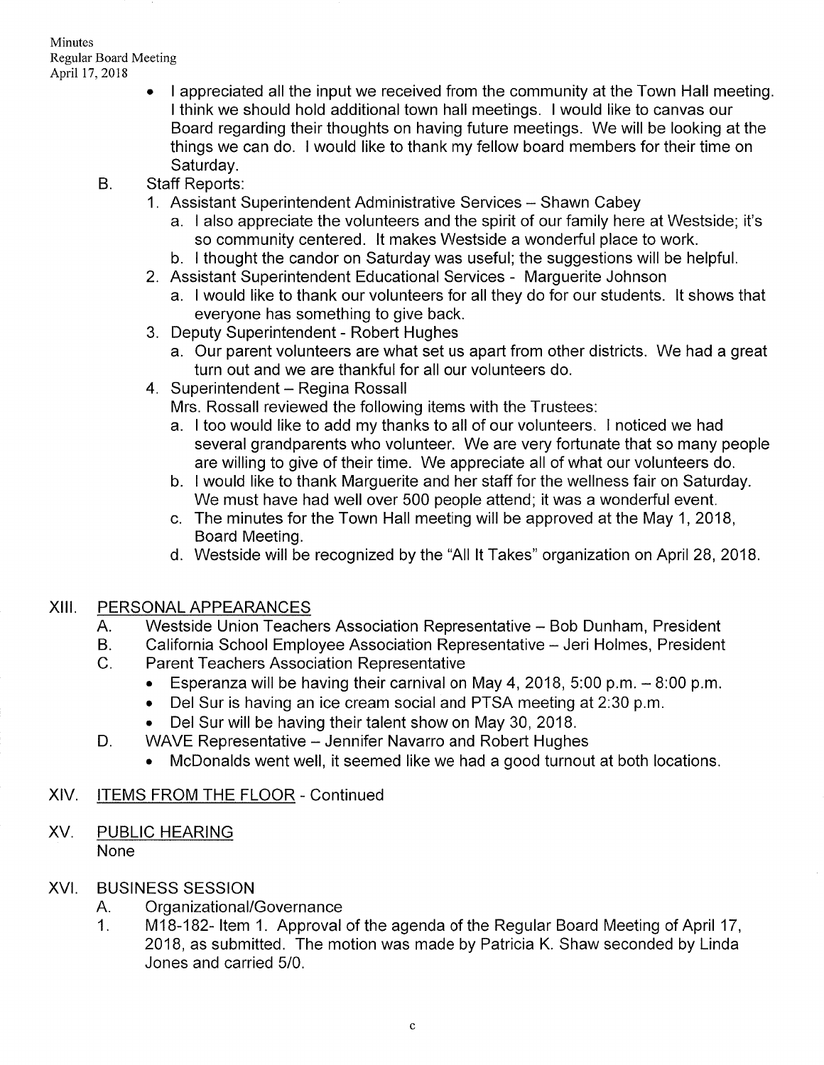- I appreciated all the input we received from the community at the Town Hall meeting. I think we should hold additional town hall meetings. I would like to canvas our Board regarding their thoughts on having future meetings. We will be looking at the things we can do. I would like to thank my fellow board members for their time on Saturday.

B. Staff Reports:

1. Assistant Superintendent Administrative Services – Shawn Cabey
   a. I also appreciate the volunteers and the spirit of our family here at Westside; it's so community centered. It makes Westside a wonderful place to work.
   b. I thought the candor on Saturday was useful; the suggestions will be helpful.
2. Assistant Superintendent Educational Services - Marguerite Johnson
   a. I would like to thank our volunteers for all they do for our students. It shows that everyone has something to give back.
3. Deputy Superintendent - Robert Hughes
   a. Our parent volunteers are what set us apart from other districts. We had a great turn out and we are thankful for all our volunteers do.
4. Superintendent – Regina Rossall
   Mrs. Rossall reviewed the following items with the Trustees:
   a. I too would like to add my thanks to all of our volunteers. I noticed we had several grandparents who volunteer. We are very fortunate that so many people are willing to give of their time. We appreciate all of what our volunteers do.
   b. I would like to thank Marguerite and her staff for the wellness fair on Saturday. We must have had well over 500 people attend; it was a wonderful event.
   c. The minutes for the Town Hall meeting will be approved at the May 1, 2018, Board Meeting.
   d. Westside will be recognized by the "All It Takes" organization on April 28, 2018.

## XIII. PERSONAL APPEARANCES

A. Westside Union Teachers Association Representative – Bob Dunham, President

B. California School Employee Association Representative – Jeri Holmes, President

C. Parent Teachers Association Representative

- Esperanza will be having their carnival on May 4, 2018, 5:00 p.m. – 8:00 p.m.
- Del Sur is having an ice cream social and PTSA meeting at 2:30 p.m.
- Del Sur will be having their talent show on May 30, 2018.

D. WAVE Representative – Jennifer Navarro and Robert Hughes

- McDonalds went well, it seemed like we had a good turnout at both locations.

## XIV. ITEMS FROM THE FLOOR - Continued

## XV. PUBLIC HEARING

None

## XVI. BUSINESS SESSION

A. Organizational/Governance

1. M18-182- Item 1. Approval of the agenda of the Regular Board Meeting of April 17, 2018, as submitted. The motion was made by Patricia K. Shaw seconded by Linda Jones and carried 5/0.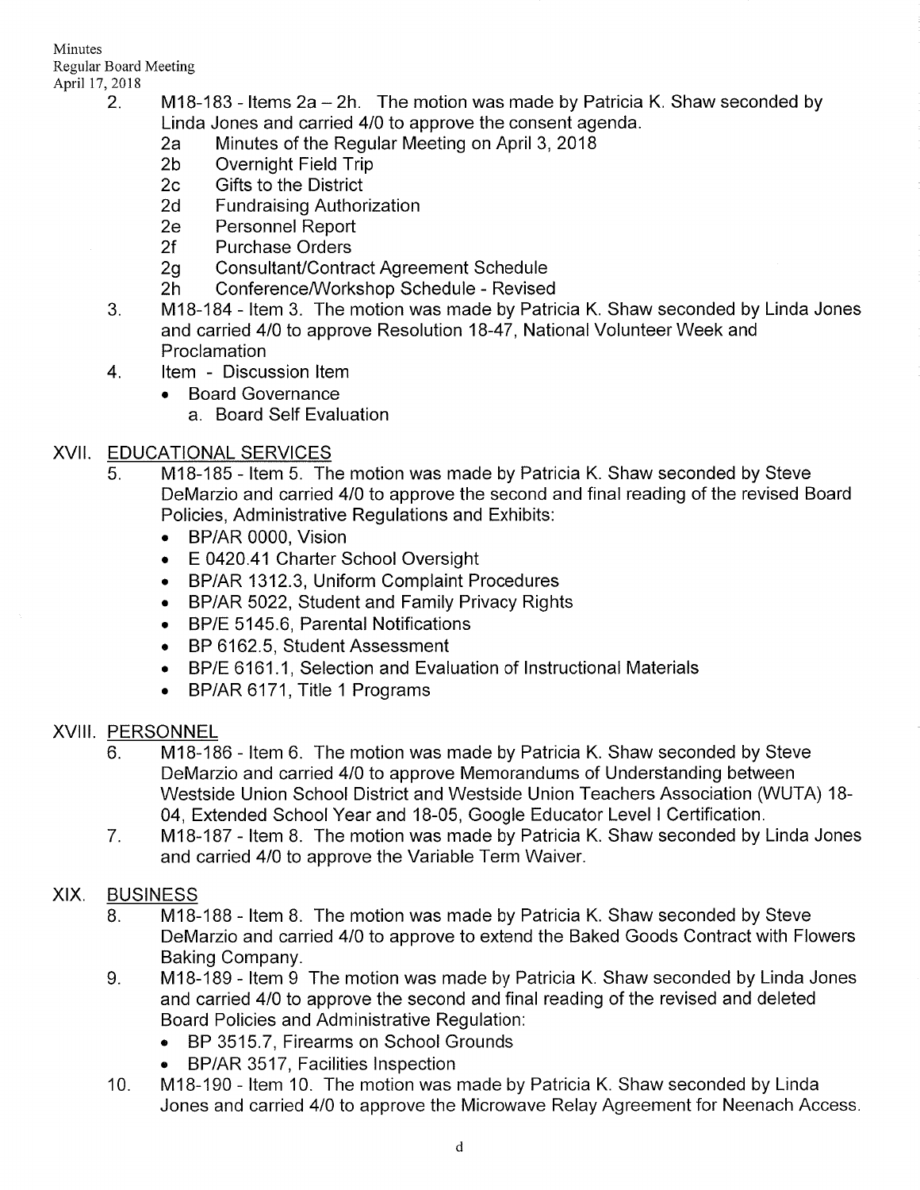2. M18-183 - Items 2a – 2h. The motion was made by Patricia K. Shaw seconded by Linda Jones and carried 4/0 to approve the consent agenda.
   - 2a Minutes of the Regular Meeting on April 3, 2018
   - 2b Overnight Field Trip
   - 2c Gifts to the District
   - 2d Fundraising Authorization
   - 2e Personnel Report
   - 2f Purchase Orders
   - 2g Consultant/Contract Agreement Schedule
   - 2h Conference/Workshop Schedule - Revised
3. M18-184 - Item 3. The motion was made by Patricia K. Shaw seconded by Linda Jones and carried 4/0 to approve Resolution 18-47, National Volunteer Week and Proclamation
4. Item - Discussion Item
   - Board Governance
     a. Board Self Evaluation

## XVII. EDUCATIONAL SERVICES

5. M18-185 - Item 5. The motion was made by Patricia K. Shaw seconded by Steve DeMarzio and carried 4/0 to approve the second and final reading of the revised Board Policies, Administrative Regulations and Exhibits:
   - BP/AR 0000, Vision
   - E 0420.41 Charter School Oversight
   - BP/AR 1312.3, Uniform Complaint Procedures
   - BP/AR 5022, Student and Family Privacy Rights
   - BP/E 5145.6, Parental Notifications
   - BP 6162.5, Student Assessment
   - BP/E 6161.1, Selection and Evaluation of Instructional Materials
   - BP/AR 6171, Title 1 Programs

## XVIII. PERSONNEL

6. M18-186 - Item 6. The motion was made by Patricia K. Shaw seconded by Steve DeMarzio and carried 4/0 to approve Memorandums of Understanding between Westside Union School District and Westside Union Teachers Association (WUTA) 18-04, Extended School Year and 18-05, Google Educator Level I Certification.
7. M18-187 - Item 8. The motion was made by Patricia K. Shaw seconded by Linda Jones and carried 4/0 to approve the Variable Term Waiver.

## XIX. BUSINESS

8. M18-188 - Item 8. The motion was made by Patricia K. Shaw seconded by Steve DeMarzio and carried 4/0 to approve to extend the Baked Goods Contract with Flowers Baking Company.
9. M18-189 - Item 9 The motion was made by Patricia K. Shaw seconded by Linda Jones and carried 4/0 to approve the second and final reading of the revised and deleted Board Policies and Administrative Regulation:
   - BP 3515.7, Firearms on School Grounds
   - BP/AR 3517, Facilities Inspection
10. M18-190 - Item 10. The motion was made by Patricia K. Shaw seconded by Linda Jones and carried 4/0 to approve the Microwave Relay Agreement for Neenach Access.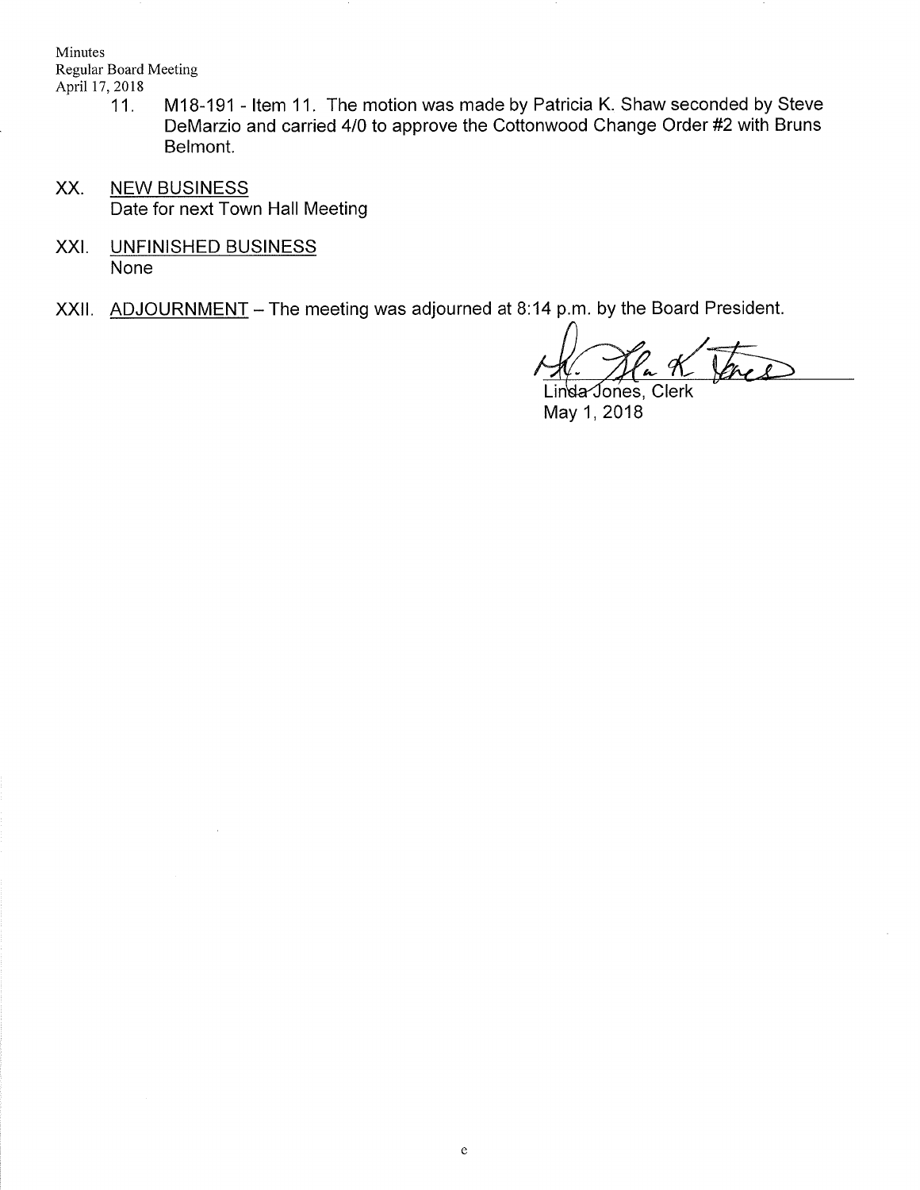11. M18-191 - Item 11. The motion was made by Patricia K. Shaw seconded by Steve DeMarzio and carried 4/0 to approve the Cottonwood Change Order #2 with Bruns Belmont.

XX. NEW BUSINESS
Date for next Town Hall Meeting

XXI. UNFINISHED BUSINESS
None

XXII. ADJOURNMENT – The meeting was adjourned at 8:14 p.m. by the Board President.

Linda Jones, Clerk
May 1, 2018